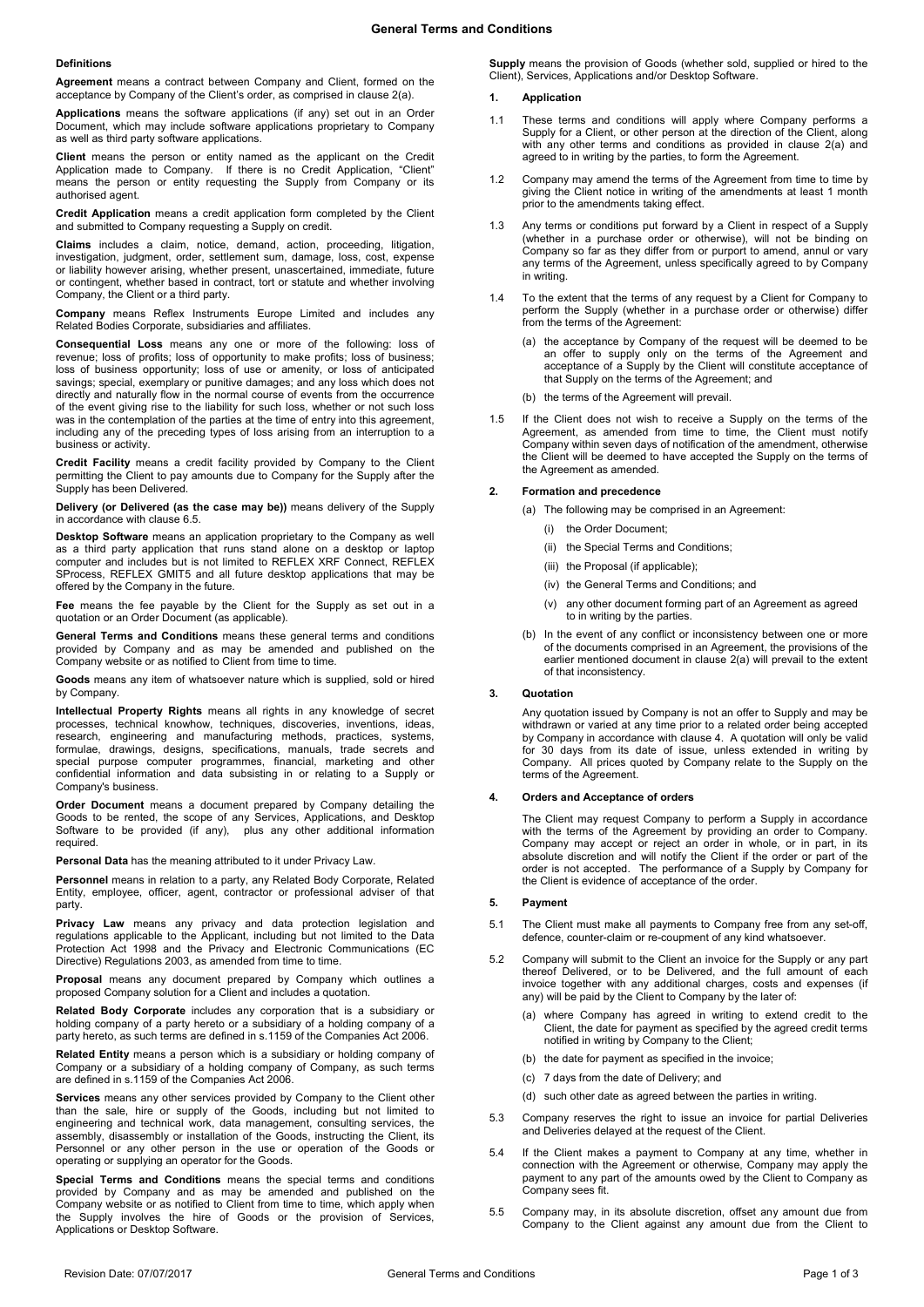# General Terms and Conditions

**Definitions**

**Agreement** means a contract between Company and Client, formed on the acceptance by Company of the Client's order, as comprised in clause 2(a).

**Applications** means the software applications (if any) set out in an Order Document, which may include software applications proprietary to Company as well as third party software applications.

**Client** means the person or entity named as the applicant on the Credit Application made to Company. If there is no Credit Application, "Client" means the person or entity requesting the Supply from Company or its authorised agent.

**Credit Application** means a credit application form completed by the Client and submitted to Company requesting a Supply on credit.

**Claims** includes a claim, notice, demand, action, proceeding, litigation, investigation, judgment, order, settlement sum, damage, loss, cost, expense or liability however arising, whether present, unascertained, immediate, future or contingent, whether based in contract, tort or statute and whether involving Company, the Client or a third party.

**Company** means Reflex Instruments Europe Limited and includes any Related Bodies Corporate, subsidiaries and affiliates.

**Consequential Loss** means any one or more of the following: loss of revenue; loss of profits; loss of opportunity to make profits; loss of business; loss of business opportunity; loss of use or amenity, or loss of anticipated savings; special, exemplary or punitive damages; and any loss which does not directly and naturally flow in the normal course of events from the occurrence of the event giving rise to the liability for such loss, whether or not such loss was in the contemplation of the parties at the time of entry into this agreement, including any of the preceding types of loss arising from an interruption to a business or activity.

**Credit Facility** means a credit facility provided by Company to the Client permitting the Client to pay amounts due to Company for the Supply after the Supply has been Delivered.

**Delivery (or Delivered (as the case may be))** means delivery of the Supply in accordance with clause 6.5.

**Desktop Software** means an application proprietary to the Company as well as a third party application that runs stand alone on a desktop or laptop computer and includes but is not limited to REFLEX XRF Connect, REFLEX SProcess, REFLEX GMIT5 and all future desktop applications that may be offered by the Company in the future.

**Fee** means the fee payable by the Client for the Supply as set out in a quotation or an Order Document (as applicable).

**General Terms and Conditions** means these general terms and conditions provided by Company and as may be amended and published on the Company website or as notified to Client from time to time.

**Goods** means any item of whatsoever nature which is supplied, sold or hired by Company.

**Intellectual Property Rights** means all rights in any knowledge of secret processes, technical knowhow, techniques, discoveries, inventions, ideas, research, engineering and manufacturing methods, practices, systems, formulae, drawings, designs, specifications, manuals, trade secrets and special purpose computer programmes, financial, marketing and other confidential information and data subsisting in or relating to a Supply or Company's business.

**Order Document** means a document prepared by Company detailing the Goods to be rented, the scope of any Services, Applications, and Desktop Software to be provided (if any), plus any other additional information required.

**Personal Data** has the meaning attributed to it under Privacy Law.

**Personnel** means in relation to a party, any Related Body Corporate, Related Entity, employee, officer, agent, contractor or professional adviser of that party.

**Privacy Law** means any privacy and data protection legislation and regulations applicable to the Applicant, including but not limited to the Data Protection Act 1998 and the Privacy and Electronic Communications (EC Directive) Regulations 2003, as amended from time to time.

**Proposal** means any document prepared by Company which outlines a proposed Company solution for a Client and includes a quotation.

**Related Body Corporate** includes any corporation that is a subsidiary or holding company of a party hereto or a subsidiary of a holding company of a party hereto, as such terms are defined in s.1159 of the Companies Act 2006.

**Related Entity** means a person which is a subsidiary or holding company of Company or a subsidiary of a holding company of Company, as such terms are defined in s.1159 of the Companies Act 2006.

**Services** means any other services provided by Company to the Client other than the sale, hire or supply of the Goods, including but not limited to engineering and technical work, data management, consulting services, the assembly, disassembly or installation of the Goods, instructing the Client, its Personnel or any other person in the use or operation of the Goods or operating or supplying an operator for the Goods.

**Special Terms and Conditions** means the special terms and conditions provided by Company and as may be amended and published on the Company website or as notified to Client from time to time, which apply when the Supply involves the hire of Goods or the provision of Services, Applications or Desktop Software.

**Supply** means the provision of Goods (whether sold, supplied or hired to the Client), Services, Applications and/or Desktop Software.

## 1. Application

1.1 These terms and conditions will apply where Company performs a Supply for a Client, or other person at the direction of the Client, along with any other terms and conditions as provided in clause 2(a) and agreed to in writing by the parties, to form the Agreement.

1.2 Company may amend the terms of the Agreement from time to time by giving the Client notice in writing of the amendments at least 1 month prior to the amendments taking effect.

1.3 Any terms or conditions put forward by a Client in respect of a Supply (whether in a purchase order or otherwise), will not be binding on Company so far as they differ from or purport to amend, annul or vary any terms of the Agreement, unless specifically agreed to by Company in writing.

1.4 To the extent that the terms of any request by a Client for Company to perform the Supply (whether in a purchase order or otherwise) differ from the terms of the Agreement:

(a) the acceptance by Company of the request will be deemed to be an offer to supply only on the terms of the Agreement and acceptance of a Supply by the Client will constitute acceptance of that Supply on the terms of the Agreement; and

(b) the terms of the Agreement will prevail.

1.5 If the Client does not wish to receive a Supply on the terms of the Agreement, as amended from time to time, the Client must notify Company within seven days of notification of the amendment, otherwise the Client will be deemed to have accepted the Supply on the terms of the Agreement as amended.

## 2. Formation and precedence

(a) The following may be comprised in an Agreement:

(i) the Order Document;

(ii) the Special Terms and Conditions;

(iii) the Proposal (if applicable);

(iv) the General Terms and Conditions; and

(v) any other document forming part of an Agreement as agreed to in writing by the parties.

(b) In the event of any conflict or inconsistency between one or more of the documents comprised in an Agreement, the provisions of the earlier mentioned document in clause 2(a) will prevail to the extent of that inconsistency.

## 3. Quotation

Any quotation issued by Company is not an offer to Supply and may be withdrawn or varied at any time prior to a related order being accepted by Company in accordance with clause 4. A quotation will only be valid for 30 days from its date of issue, unless extended in writing by Company. All prices quoted by Company relate to the Supply on the terms of the Agreement.

## 4. Orders and Acceptance of orders

The Client may request Company to perform a Supply in accordance with the terms of the Agreement by providing an order to Company. Company may accept or reject an order in whole, or in part, in its absolute discretion and will notify the Client if the order or part of the order is not accepted. The performance of a Supply by Company for the Client is evidence of acceptance of the order.

## 5. Payment

5.1 The Client must make all payments to Company free from any set-off, defence, counter-claim or re-coupment of any kind whatsoever.

5.2 Company will submit to the Client an invoice for the Supply or any part thereof Delivered, or to be Delivered, and the full amount of each invoice together with any additional charges, costs and expenses (if any) will be paid by the Client to Company by the later of:

(a) where Company has agreed in writing to extend credit to the Client, the date for payment as specified by the agreed credit terms notified in writing by Company to the Client;

(b) the date for payment as specified in the invoice;

(c) 7 days from the date of Delivery; and

(d) such other date as agreed between the parties in writing.

5.3 Company reserves the right to issue an invoice for partial Deliveries and Deliveries delayed at the request of the Client.

5.4 If the Client makes a payment to Company at any time, whether in connection with the Agreement or otherwise, Company may apply the payment to any part of the amounts owed by the Client to Company as Company sees fit.

5.5 Company may, in its absolute discretion, offset any amount due from Company to the Client against any amount due from the Client to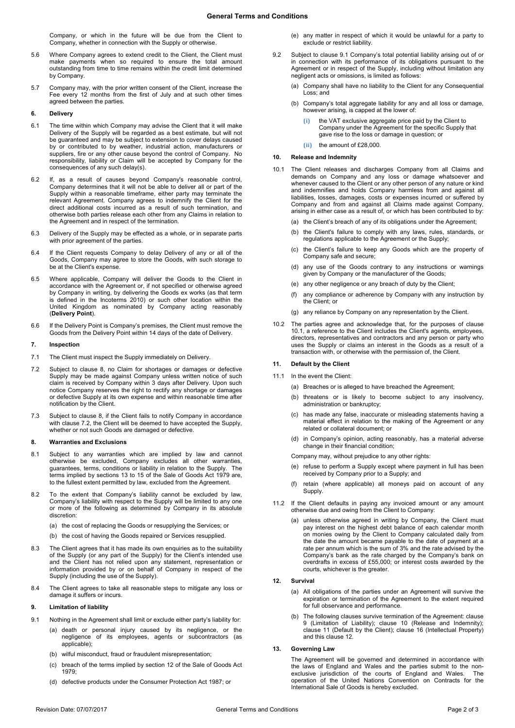Company, or which in the future will be due from the Client to Company, whether in connection with the Supply or otherwise.

5.6 Where Company agrees to extend credit to the Client, the Client must make payments when so required to ensure the total amount outstanding from time to time remains within the credit limit determined by Company.

5.7 Company may, with the prior written consent of the Client, increase the Fee every 12 months from the first of July and at such other times agreed between the parties.

**6. Delivery**

6.1 The time within which Company may advise the Client that it will make Delivery of the Supply will be regarded as a best estimate, but will not be guaranteed and may be subject to extension to cover delays caused by or contributed to by weather, industrial action, manufacturers or suppliers, fire or any other cause beyond the control of Company. No responsibility, liability or Claim will be accepted by Company for the consequences of any such delay(s).

6.2 If, as a result of causes beyond Company's reasonable control, Company determines that it will not be able to deliver all or part of the Supply within a reasonable timeframe, either party may terminate the relevant Agreement. Company agrees to indemnify the Client for the direct additional costs incurred as a result of such termination, and otherwise both parties release each other from any Claims in relation to the Agreement and in respect of the termination.

6.3 Delivery of the Supply may be effected as a whole, or in separate parts with prior agreement of the parties.

6.4 If the Client requests Company to delay Delivery of any or all of the Goods, Company may agree to store the Goods, with such storage to be at the Client's expense.

6.5 Where applicable, Company will deliver the Goods to the Client in accordance with the Agreement or, if not specified or otherwise agreed by Company in writing, by delivering the Goods ex works (as that term is defined in the Incoterms 2010) or such other location within the United Kingdom as nominated by Company acting reasonably (**Delivery Point**).

6.6 If the Delivery Point is Company's premises, the Client must remove the Goods from the Delivery Point within 14 days of the date of Delivery.

**7. Inspection**

7.1 The Client must inspect the Supply immediately on Delivery.

7.2 Subject to clause 8, no Claim for shortages or damages or defective Supply may be made against Company unless written notice of such claim is received by Company within 3 days after Delivery. Upon such notice Company reserves the right to rectify any shortage or damages or defective Supply at its own expense and within reasonable time after notification by the Client.

7.3 Subject to clause 8, if the Client fails to notify Company in accordance with clause 7.2, the Client will be deemed to have accepted the Supply, whether or not such Goods are damaged or defective.

**8. Warranties and Exclusions**

8.1 Subject to any warranties which are implied by law and cannot otherwise be excluded, Company excludes all other warranties, guarantees, terms, conditions or liability in relation to the Supply. The terms implied by sections 13 to 15 of the Sale of Goods Act 1979 are, to the fullest extent permitted by law, excluded from the Agreement.

8.2 To the extent that Company's liability cannot be excluded by law, Company's liability with respect to the Supply will be limited to any one or more of the following as determined by Company in its absolute discretion:

(a) the cost of replacing the Goods or resupplying the Services; or

(b) the cost of having the Goods repaired or Services resupplied.

8.3 The Client agrees that it has made its own enquiries as to the suitability of the Supply (or any part of the Supply) for the Client's intended use and the Client has not relied upon any statement, representation or information provided by or on behalf of Company in respect of the Supply (including the use of the Supply).

8.4 The Client agrees to take all reasonable steps to mitigate any loss or damage it suffers or incurs.

**9. Limitation of liability**

9.1 Nothing in the Agreement shall limit or exclude either party's liability for:

(a) death or personal injury caused by its negligence, or the negligence of its employees, agents or subcontractors (as applicable);

(b) wilful misconduct, fraud or fraudulent misrepresentation;

(c) breach of the terms implied by section 12 of the Sale of Goods Act 1979;

(d) defective products under the Consumer Protection Act 1987; or

(e) any matter in respect of which it would be unlawful for a party to exclude or restrict liability.

9.2 Subject to clause 9.1 Company's total potential liability arising out of or in connection with its performance of its obligations pursuant to the Agreement or in respect of the Supply, including without limitation any negligent acts or omissions, is limited as follows:

(a) Company shall have no liability to the Client for any Consequential Loss; and

(b) Company's total aggregate liability for any and all loss or damage, however arising, is capped at the lower of:

(i) the VAT exclusive aggregate price paid by the Client to Company under the Agreement for the specific Supply that gave rise to the loss or damage in question; or

(ii) the amount of £28,000.

**10. Release and Indemnity**

10.1 The Client releases and discharges Company from all Claims and demands on Company and any loss or damage whatsoever and whenever caused to the Client or any other person of any nature or kind and indemnifies and holds Company harmless from and against all liabilities, losses, damages, costs or expenses incurred or suffered by Company and from and against all Claims made against Company, arising in either case as a result of, or which has been contributed to by:

(a) the Client's breach of any of its obligations under the Agreement;

(b) the Client's failure to comply with any laws, rules, standards, or regulations applicable to the Agreement or the Supply;

(c) the Client's failure to keep any Goods which are the property of Company safe and secure;

(d) any use of the Goods contrary to any instructions or warnings given by Company or the manufacturer of the Goods;

(e) any other negligence or any breach of duty by the Client;

(f) any compliance or adherence by Company with any instruction by the Client; or

(g) any reliance by Company on any representation by the Client.

10.2 The parties agree and acknowledge that, for the purposes of clause 10.1, a reference to the Client includes the Client's agents, employees, directors, representatives and contractors and any person or party who uses the Supply or claims an interest in the Goods as a result of a transaction with, or otherwise with the permission of, the Client.

**11. Default by the Client**

11.1 In the event the Client:

(a) Breaches or is alleged to have breached the Agreement;

(b) threatens or is likely to become subject to any insolvency, administration or bankruptcy;

(c) has made any false, inaccurate or misleading statements having a material effect in relation to the making of the Agreement or any related or collateral document; or

(d) in Company's opinion, acting reasonably, has a material adverse change in their financial condition;

Company may, without prejudice to any other rights:

(e) refuse to perform a Supply except where payment in full has been received by Company prior to a Supply; and

(f) retain (where applicable) all moneys paid on account of any Supply.

11.2 If the Client defaults in paying any invoiced amount or any amount otherwise due and owing from the Client to Company:

(a) unless otherwise agreed in writing by Company, the Client must pay interest on the highest debt balance of each calendar month on monies owing by the Client to Company calculated daily from the date the amount became payable to the date of payment at a rate per annum which is the sum of 3% and the rate advised by the Company's bank as the rate charged by the Company's bank on overdrafts in excess of £55,000; or interest costs awarded by the courts, whichever is the greater.

**12. Survival**

(a) All obligations of the parties under an Agreement will survive the expiration or termination of the Agreement to the extent required for full observance and performance.

(b) The following clauses survive termination of the Agreement: clause 9 (Limitation of Liability); clause 10 (Release and Indemnity); clause 11 (Default by the Client); clause 16 (Intellectual Property) and this clause 12.

**13. Governing Law**

The Agreement will be governed and determined in accordance with the laws of England and Wales and the parties submit to the non-exclusive jurisdiction of the courts of England and Wales. The operation of the United Nations Convention on Contracts for the International Sale of Goods is hereby excluded.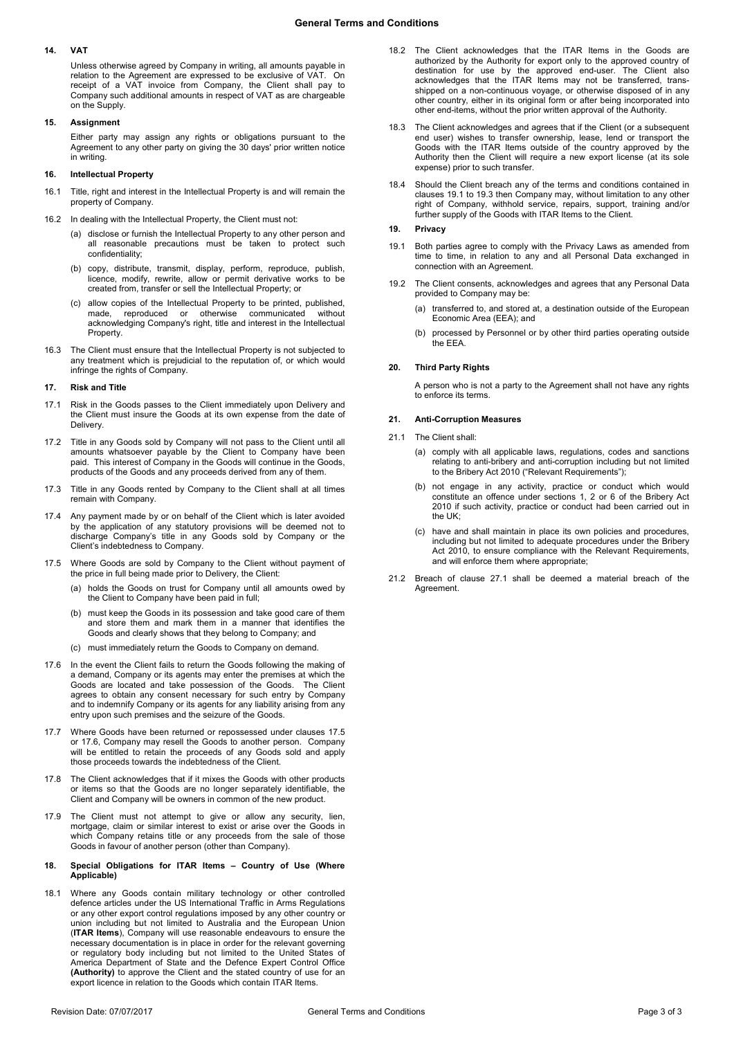## 14. VAT

Unless otherwise agreed by Company in writing, all amounts payable in relation to the Agreement are expressed to be exclusive of VAT. On receipt of a VAT invoice from Company, the Client shall pay to Company such additional amounts in respect of VAT as are chargeable on the Supply.

## 15. Assignment

Either party may assign any rights or obligations pursuant to the Agreement to any other party on giving the 30 days' prior written notice in writing.

## 16. Intellectual Property

16.1 Title, right and interest in the Intellectual Property is and will remain the property of Company.

16.2 In dealing with the Intellectual Property, the Client must not:

(a) disclose or furnish the Intellectual Property to any other person and all reasonable precautions must be taken to protect such confidentiality;

(b) copy, distribute, transmit, display, perform, reproduce, publish, licence, modify, rewrite, allow or permit derivative works to be created from, transfer or sell the Intellectual Property; or

(c) allow copies of the Intellectual Property to be printed, published, made, reproduced or otherwise communicated without acknowledging Company's right, title and interest in the Intellectual Property.

16.3 The Client must ensure that the Intellectual Property is not subjected to any treatment which is prejudicial to the reputation of, or which would infringe the rights of Company.

## 17. Risk and Title

17.1 Risk in the Goods passes to the Client immediately upon Delivery and the Client must insure the Goods at its own expense from the date of Delivery.

17.2 Title in any Goods sold by Company will not pass to the Client until all amounts whatsoever payable by the Client to Company have been paid. This interest of Company in the Goods will continue in the Goods, products of the Goods and any proceeds derived from any of them.

17.3 Title in any Goods rented by Company to the Client shall at all times remain with Company.

17.4 Any payment made by or on behalf of the Client which is later avoided by the application of any statutory provisions will be deemed not to discharge Company's title in any Goods sold by Company or the Client's indebtedness to Company.

17.5 Where Goods are sold by Company to the Client without payment of the price in full being made prior to Delivery, the Client:

(a) holds the Goods on trust for Company until all amounts owed by the Client to Company have been paid in full;

(b) must keep the Goods in its possession and take good care of them and store them and mark them in a manner that identifies the Goods and clearly shows that they belong to Company; and

(c) must immediately return the Goods to Company on demand.

17.6 In the event the Client fails to return the Goods following the making of a demand, Company or its agents may enter the premises at which the Goods are located and take possession of the Goods. The Client agrees to obtain any consent necessary for such entry by Company and to indemnify Company or its agents for any liability arising from any entry upon such premises and the seizure of the Goods.

17.7 Where Goods have been returned or repossessed under clauses 17.5 or 17.6, Company may resell the Goods to another person. Company will be entitled to retain the proceeds of any Goods sold and apply those proceeds towards the indebtedness of the Client.

17.8 The Client acknowledges that if it mixes the Goods with other products or items so that the Goods are no longer separately identifiable, the Client and Company will be owners in common of the new product.

17.9 The Client must not attempt to give or allow any security, lien, mortgage, claim or similar interest to exist or arise over the Goods in which Company retains title or any proceeds from the sale of those Goods in favour of another person (other than Company).

## 18. Special Obligations for ITAR Items – Country of Use (Where Applicable)

18.1 Where any Goods contain military technology or other controlled defence articles under the US International Traffic in Arms Regulations or any other export control regulations imposed by any other country or union including but not limited to Australia and the European Union (**ITAR Items**), Company will use reasonable endeavours to ensure the necessary documentation is in place in order for the relevant governing or regulatory body including but not limited to the United States of America Department of State and the Defence Expert Control Office **(Authority)** to approve the Client and the stated country of use for an export licence in relation to the Goods which contain ITAR Items.

18.2 The Client acknowledges that the ITAR Items in the Goods are authorized by the Authority for export only to the approved country of destination for use by the approved end-user. The Client also acknowledges that the ITAR Items may not be transferred, trans-shipped on a non-continuous voyage, or otherwise disposed of in any other country, either in its original form or after being incorporated into other end-items, without the prior written approval of the Authority.

18.3 The Client acknowledges and agrees that if the Client (or a subsequent end user) wishes to transfer ownership, lease, lend or transport the Goods with the ITAR Items outside of the country approved by the Authority then the Client will require a new export license (at its sole expense) prior to such transfer.

18.4 Should the Client breach any of the terms and conditions contained in clauses 19.1 to 19.3 then Company may, without limitation to any other right of Company, withhold service, repairs, support, training and/or further supply of the Goods with ITAR Items to the Client.

## 19. Privacy

19.1 Both parties agree to comply with the Privacy Laws as amended from time to time, in relation to any and all Personal Data exchanged in connection with an Agreement.

19.2 The Client consents, acknowledges and agrees that any Personal Data provided to Company may be:

(a) transferred to, and stored at, a destination outside of the European Economic Area (EEA); and

(b) processed by Personnel or by other third parties operating outside the EEA.

## 20. Third Party Rights

A person who is not a party to the Agreement shall not have any rights to enforce its terms.

## 21. Anti-Corruption Measures

21.1 The Client shall:

(a) comply with all applicable laws, regulations, codes and sanctions relating to anti-bribery and anti-corruption including but not limited to the Bribery Act 2010 ("Relevant Requirements");

(b) not engage in any activity, practice or conduct which would constitute an offence under sections 1, 2 or 6 of the Bribery Act 2010 if such activity, practice or conduct had been carried out in the UK;

(c) have and shall maintain in place its own policies and procedures, including but not limited to adequate procedures under the Bribery Act 2010, to ensure compliance with the Relevant Requirements, and will enforce them where appropriate;

21.2 Breach of clause 27.1 shall be deemed a material breach of the Agreement.